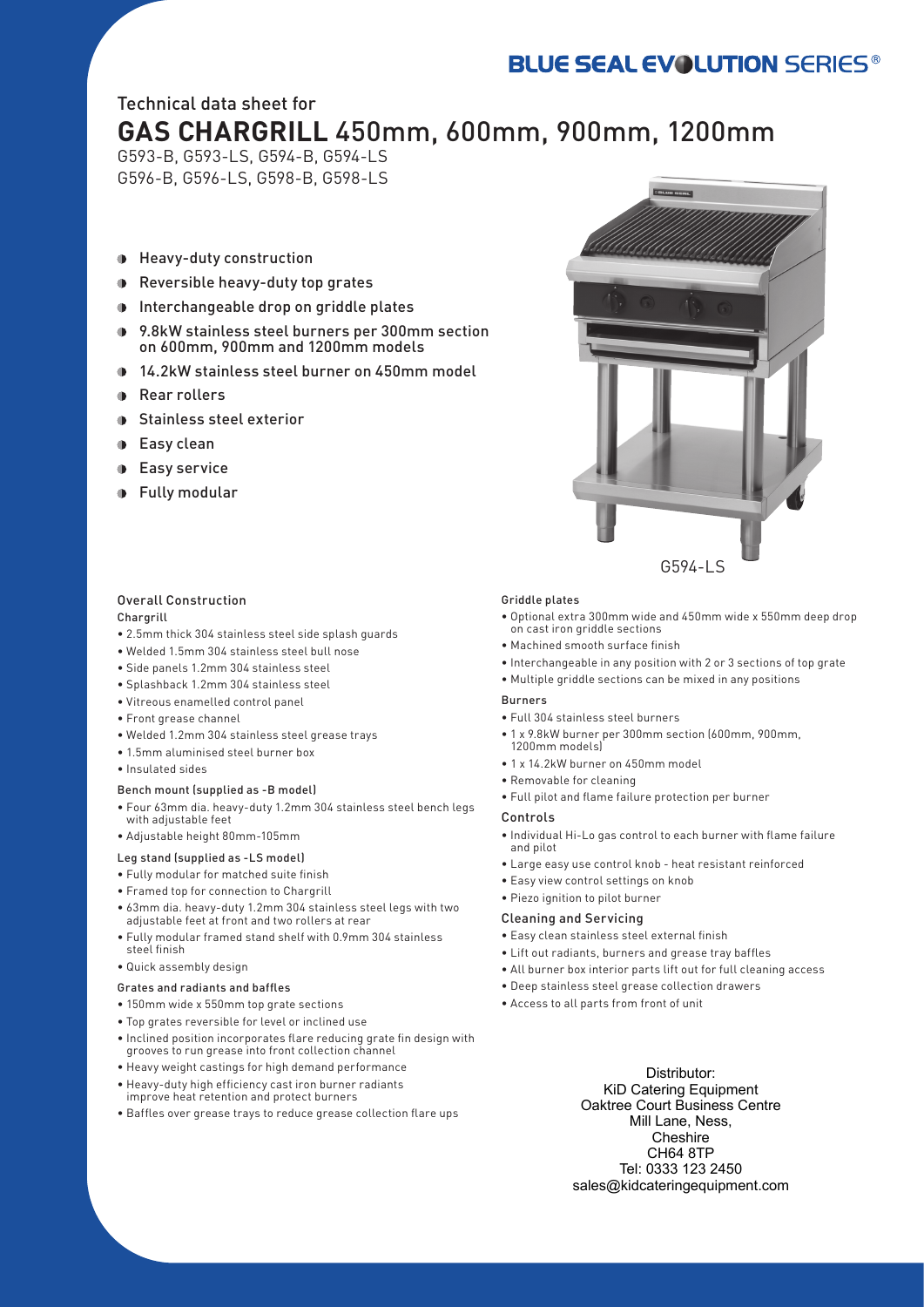BLUE SEAL EVOLUTION SERIES®

# Technical data sheet for
# GAS CHARGRILL 450mm, 600mm, 900mm, 1200mm

G593-B, G593-LS, G594-B, G594-LS
G596-B, G596-LS, G598-B, G598-LS

- Heavy-duty construction
- Reversible heavy-duty top grates
- Interchangeable drop on griddle plates
- 9.8kW stainless steel burners per 300mm section on 600mm, 900mm and 1200mm models
- 14.2kW stainless steel burner on 450mm model
- Rear rollers
- Stainless steel exterior
- Easy clean
- Easy service
- Fully modular

G594-LS

### Overall Construction

#### Chargrill

- 2.5mm thick 304 stainless steel side splash guards
- Welded 1.5mm 304 stainless steel bull nose
- Side panels 1.2mm 304 stainless steel
- Splashback 1.2mm 304 stainless steel
- Vitreous enamelled control panel
- Front grease channel
- Welded 1.2mm 304 stainless steel grease trays
- 1.5mm aluminised steel burner box
- Insulated sides

#### Bench mount (supplied as -B model)

- Four 63mm dia. heavy-duty 1.2mm 304 stainless steel bench legs with adjustable feet
- Adjustable height 80mm-105mm

#### Leg stand (supplied as -LS model)

- Fully modular for matched suite finish
- Framed top for connection to Chargrill
- 63mm dia. heavy-duty 1.2mm 304 stainless steel legs with two adjustable feet at front and two rollers at rear
- Fully modular framed stand shelf with 0.9mm 304 stainless steel finish
- Quick assembly design

#### Grates and radiants and baffles

- 150mm wide x 550mm top grate sections
- Top grates reversible for level or inclined use
- Inclined position incorporates flare reducing grate fin design with grooves to run grease into front collection channel
- Heavy weight castings for high demand performance
- Heavy-duty high efficiency cast iron burner radiants improve heat retention and protect burners
- Baffles over grease trays to reduce grease collection flare ups

#### Griddle plates

- Optional extra 300mm wide and 450mm wide x 550mm deep drop on cast iron griddle sections
- Machined smooth surface finish
- Interchangeable in any position with 2 or 3 sections of top grate
- Multiple griddle sections can be mixed in any positions

#### Burners

- Full 304 stainless steel burners
- 1 x 9.8kW burner per 300mm section (600mm, 900mm, 1200mm models)
- 1 x 14.2kW burner on 450mm model
- Removable for cleaning
- Full pilot and flame failure protection per burner

#### Controls

- Individual Hi-Lo gas control to each burner with flame failure and pilot
- Large easy use control knob - heat resistant reinforced
- Easy view control settings on knob
- Piezo ignition to pilot burner

#### Cleaning and Servicing

- Easy clean stainless steel external finish
- Lift out radiants, burners and grease tray baffles
- All burner box interior parts lift out for full cleaning access
- Deep stainless steel grease collection drawers
- Access to all parts from front of unit

Distributor:
KiD Catering Equipment
Oaktree Court Business Centre
Mill Lane, Ness,
Cheshire
CH64 8TP
Tel: 0333 123 2450
sales@kidcateringequipment.com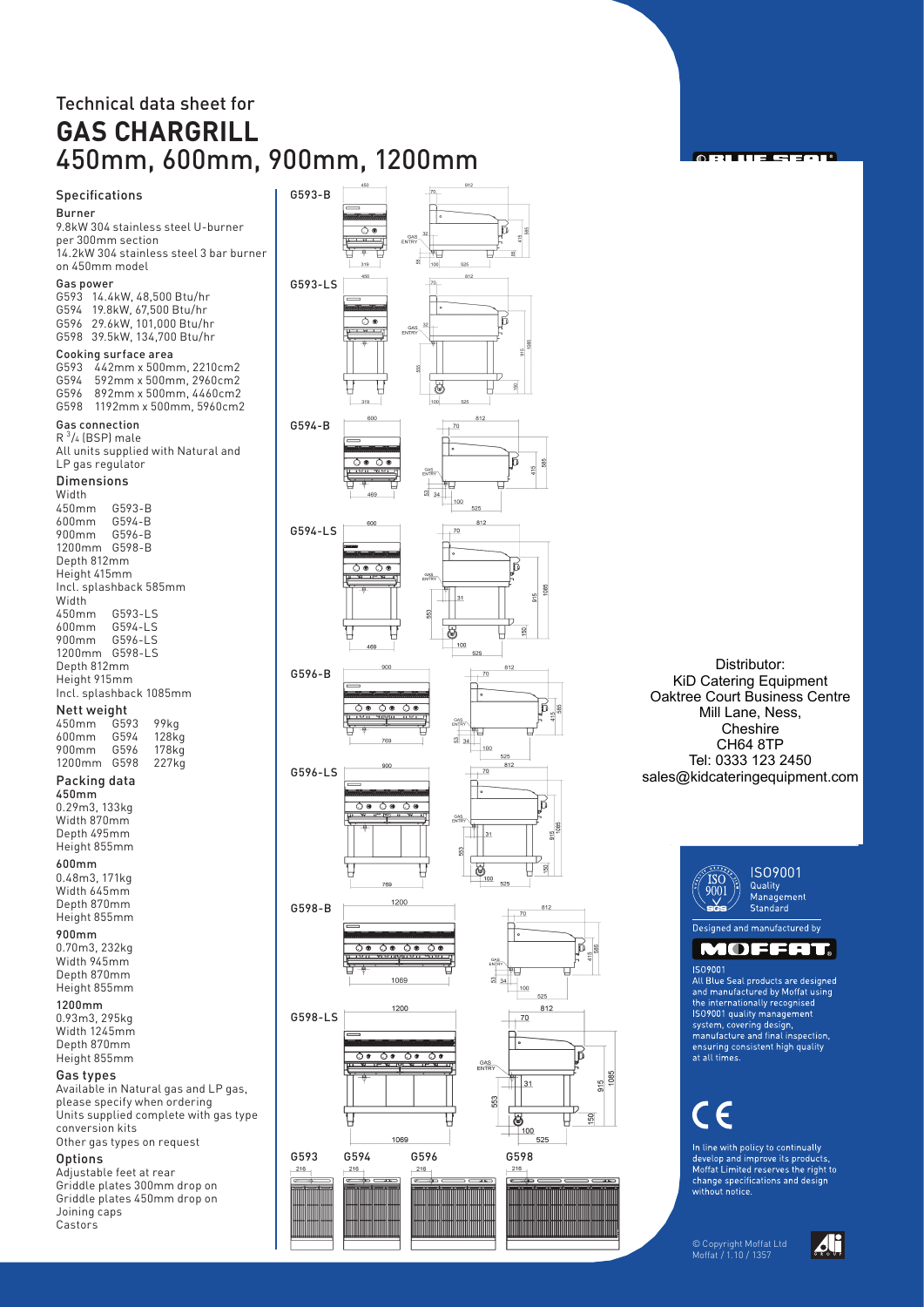Technical data sheet for

# GAS CHARGRILL

## 450mm, 600mm, 900mm, 1200mm

### Specifications

**Burner**

9.8kW 304 stainless steel U-burner per 300mm section
14.2kW 304 stainless steel 3 bar burner on 450mm model

**Gas power**

G593 14.4kW, 48,500 Btu/hr
G594 19.8kW, 67,500 Btu/hr
G596 29.6kW, 101,000 Btu/hr
G598 39.5kW, 134,700 Btu/hr

**Cooking surface area**

G593 442mm x 500mm, 2210cm2
G594 592mm x 500mm, 2960cm2
G596 892mm x 500mm, 4460cm2
G598 1192mm x 500mm, 5960cm2

**Gas connection**

R ¾ (BSP) male
All units supplied with Natural and LP gas regulator

### Dimensions

Width
450mm G593-B
600mm G594-B
900mm G596-B
1200mm G598-B
Depth 812mm
Height 415mm
Incl. splashback 585mm

Width
450mm G593-LS
600mm G594-LS
900mm G596-LS
1200mm G598-LS
Depth 812mm
Height 915mm
Incl. splashback 1085mm

**Nett weight**

| | | |
|---|---|---|
| 450mm | G593 | 99kg |
| 600mm | G594 | 128kg |
| 900mm | G596 | 178kg |
| 1200mm | G598 | 227kg |

### Packing data

**450mm**
0.29m3, 133kg
Width 870mm
Depth 495mm
Height 855mm

**600mm**
0.48m3, 171kg
Width 645mm
Depth 870mm
Height 855mm

**900mm**
0.70m3, 232kg
Width 945mm
Depth 870mm
Height 855mm

**1200mm**
0.93m3, 295kg
Width 1245mm
Depth 870mm
Height 855mm

### Gas types

Available in Natural gas and LP gas, please specify when ordering
Units supplied complete with gas type conversion kits
Other gas types on request

### Options

Adjustable feet at rear
Griddle plates 300mm drop on
Griddle plates 450mm drop on
Joining caps
Castors

G593-B
450 812 70 GAS ENTRY 32 415 585 319 100 525

G593-LS
450 812 70 GAS ENTRY 32 915 1085 553 150 319 100 525

G594-B
600 812 70 GAS ENTRY 53 34 100 525 415 585 469

G594-LS
600 812 70 GAS ENTRY 31 553 915 1085 150 469 100 525

G596-B
900 812 70 GAS ENTRY 53 34 100 525 415 585 769

G596-LS
900 812 70 GAS ENTRY 31 553 915 1085 150 769 100 525

G598-B
1200 812 70 GAS ENTRY 53 34 100 525 415 585 1069

G598-LS
1200 812 70 GAS ENTRY 31 553 915 1085 150 1069 100 525

G593 216 G594 216 G596 216 G598 216

BLUE SEAL

Distributor:
KiD Catering Equipment
Oaktree Court Business Centre
Mill Lane, Ness,
Cheshire
CH64 8TP
Tel: 0333 123 2450
sales@kidcateringequipment.com

ISO9001 Quality Management Standard

Designed and manufactured by MOFFAT

ISO9001
All Blue Seal products are designed and manufactured by Moffat using the internationally recognised ISO9001 quality management system, covering design, manufacture and final inspection, ensuring consistent high quality at all times.

CE

In line with policy to continually develop and improve its products, Moffat Limited reserves the right to change specifications and design without notice.

© Copyright Moffat Ltd
Moffat / 1.10 / 1357